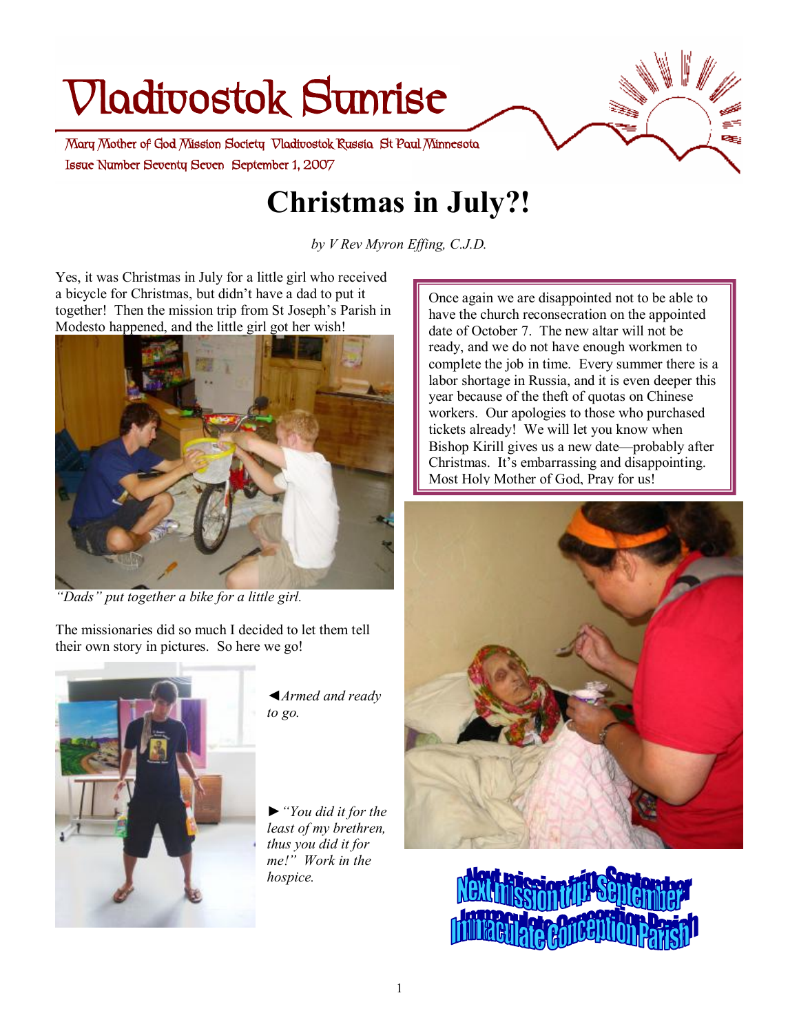# Vladivostok Sunrise

Mary Mother of God Mission Society Vladivostok Russia St Paul Minnesota

Issue Number Seventy Seven September 1, 2007

## Christmas in July?!

*by V Rev Myron Effing, C.J.D.*

Yes, it was Christmas in July for a little girl who received a bicycle for Christmas, but didn't have a dad to put it together! Then the mission trip from St Joseph's Parish in Modesto happened, and the little girl got her wish!

*"Dads" put together a bike for a little girl.*

The missionaries did so much I decided to let them tell their own story in pictures. So here we go!

◄*Armed and ready to go.*

►*"You did it for the least of my brethren, thus you did it for me!" Work in the hospice.*

> Once again we are disappointed not to be able to have the church reconsecration on the appointed date of October 7. The new altar will not be ready, and we do not have enough workmen to complete the job in time. Every summer there is a labor shortage in Russia, and it is even deeper this year because of the theft of quotas on Chinese workers. Our apologies to those who purchased tickets already! We will let you know when Bishop Kirill gives us a new date—probably after Christmas. It's embarrassing and disappointing. Most Holy Mother of God, Pray for us!

**Next mission trip September**
**Immaculate Conception Parish**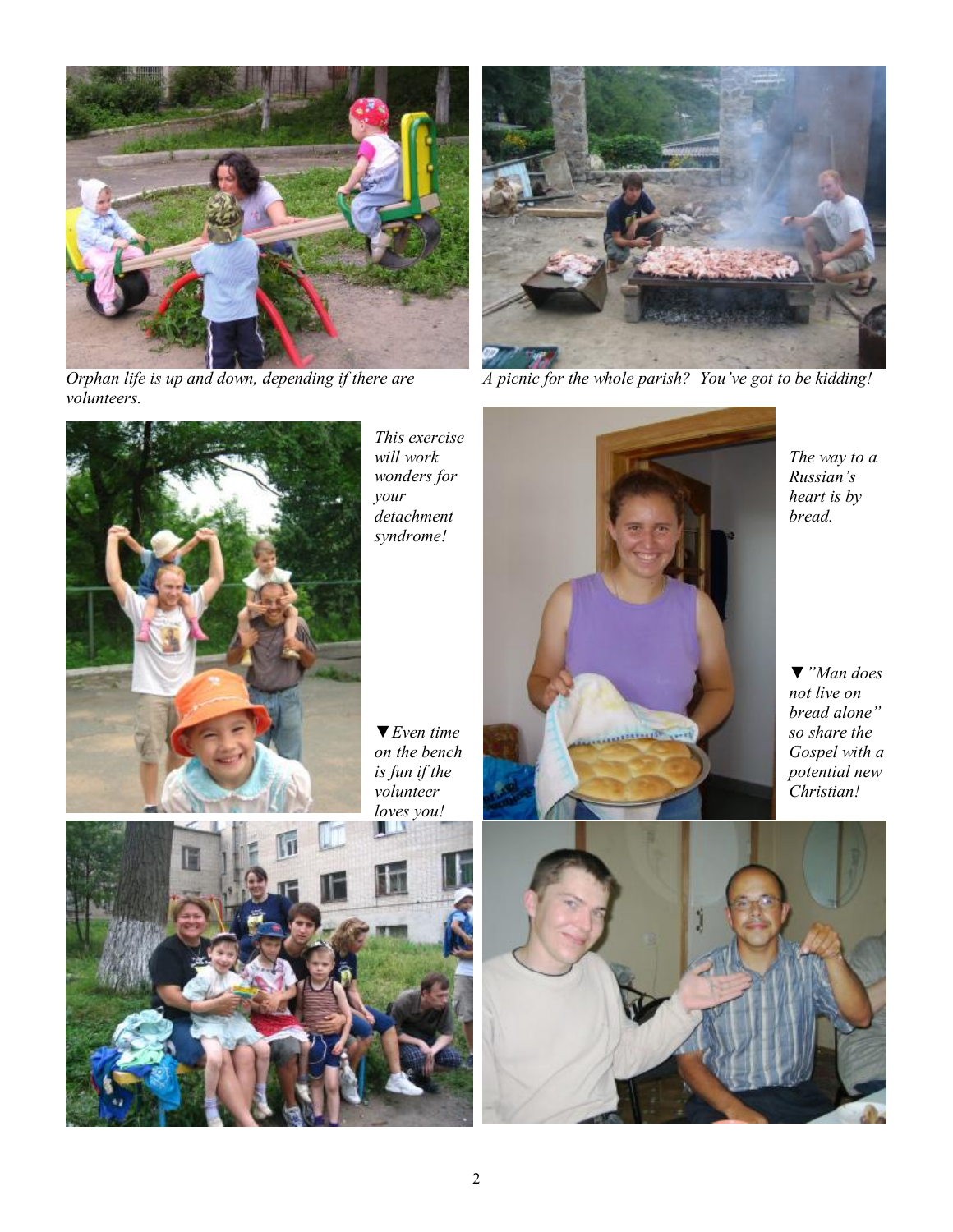*Orphan life is up and down, depending if there are volunteers.*

*A picnic for the whole parish? You've got to be kidding!*

*This exercise will work wonders for your detachment syndrome!*

*The way to a Russian's heart is by bread.*

▼*Even time on the bench is fun if the volunteer loves you!*

▼*"Man does not live on bread alone" so share the Gospel with a potential new Christian!*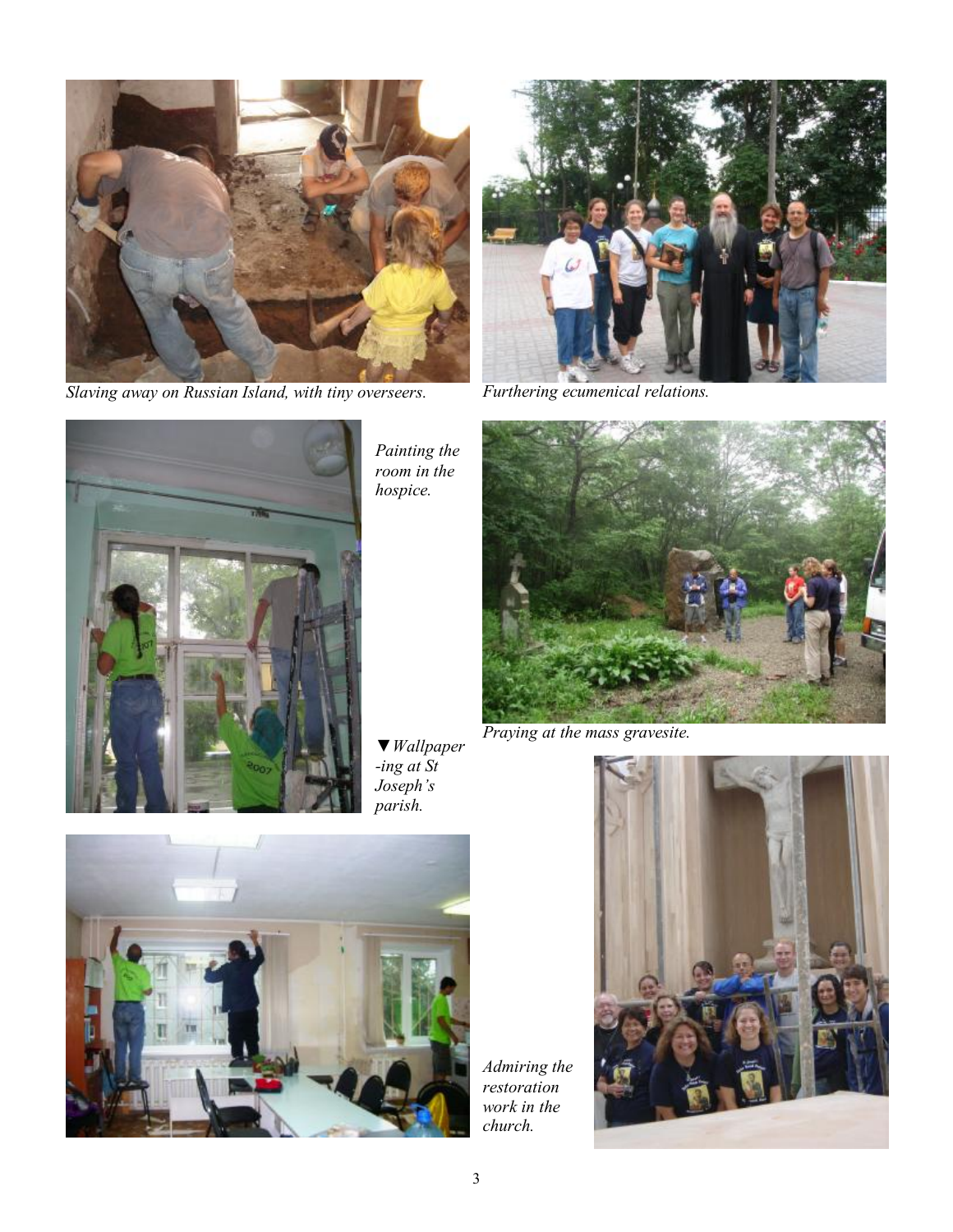*Slaving away on Russian Island, with tiny overseers.*

*Furthering ecumenical relations.*

*Painting the room in the hospice.*

*Praying at the mass gravesite.*

▼*Wallpaper-ing at St Joseph's parish.*

*Admiring the restoration work in the church.*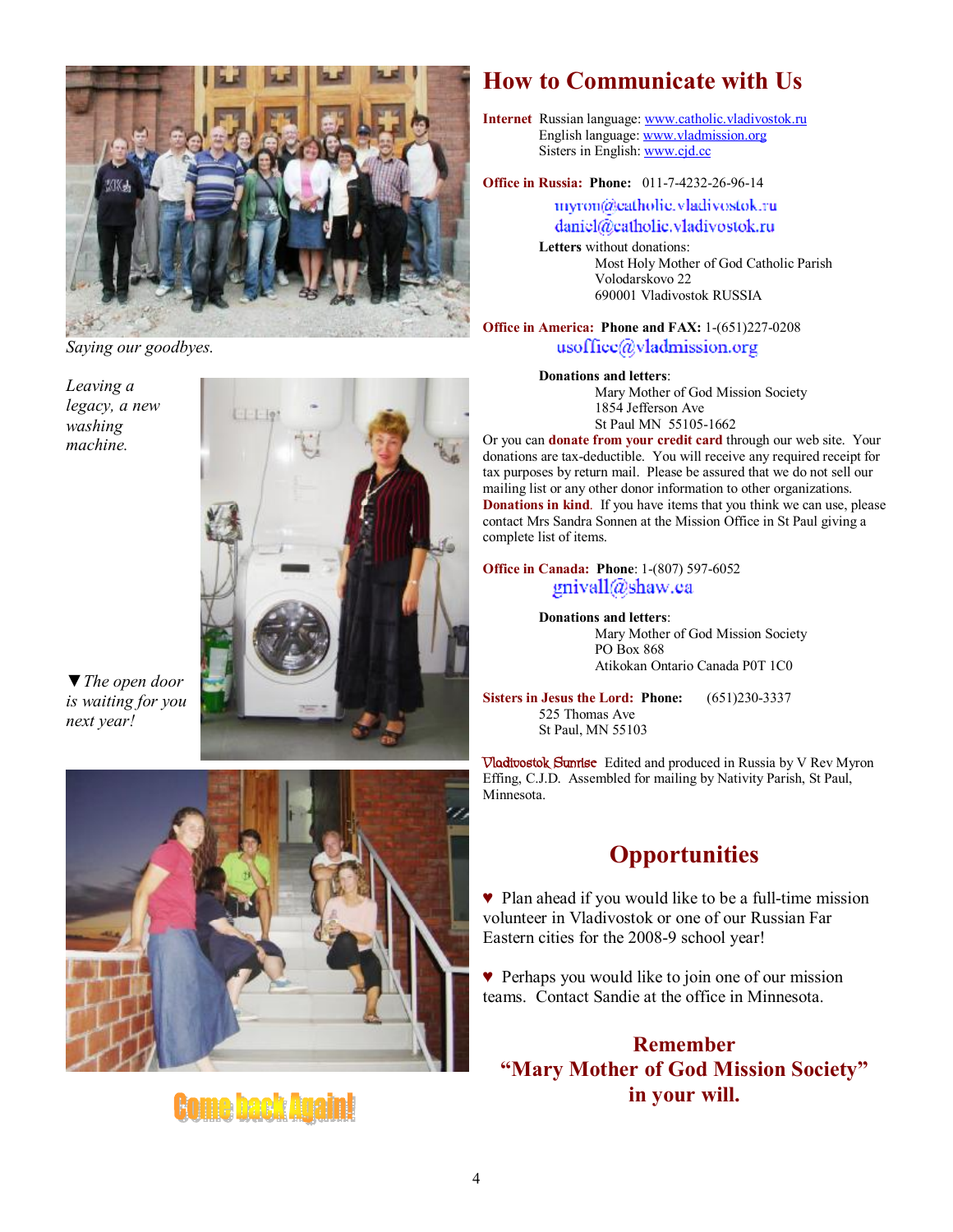*Saying our goodbyes.*

*Leaving a legacy, a new washing machine.*

▼*The open door is waiting for you next year!*

Come back Again!

## How to Communicate with Us

**Internet** Russian language: www.catholic.vladivostok.ru
English language: www.vladmission.org
Sisters in English: www.cjd.cc

**Office in Russia: Phone:** 011-7-4232-26-96-14
myron@catholic.vladivostok.ru
daniel@catholic.vladivostok.ru

**Letters** without donations:
Most Holy Mother of God Catholic Parish
Volodarskovo 22
690001 Vladivostok RUSSIA

**Office in America: Phone and FAX:** 1-(651)227-0208
usoffice@vladmission.org

**Donations and letters**:
Mary Mother of God Mission Society
1854 Jefferson Ave
St Paul MN 55105-1662

Or you can **donate from your credit card** through our web site. Your donations are tax-deductible. You will receive any required receipt for tax purposes by return mail. Please be assured that we do not sell our mailing list or any other donor information to other organizations. **Donations in kind**. If you have items that you think we can use, please contact Mrs Sandra Sonnen at the Mission Office in St Paul giving a complete list of items.

**Office in Canada: Phone**: 1-(807) 597-6052
gnivall@shaw.ca

**Donations and letters**:
Mary Mother of God Mission Society
PO Box 868
Atikokan Ontario Canada P0T 1C0

**Sisters in Jesus the Lord: Phone:** (651)230-3337
525 Thomas Ave
St Paul, MN 55103

Vladivostok Sunrise Edited and produced in Russia by V Rev Myron Effing, C.J.D. Assembled for mailing by Nativity Parish, St Paul, Minnesota.

## Opportunities

♥ Plan ahead if you would like to be a full-time mission volunteer in Vladivostok or one of our Russian Far Eastern cities for the 2008-9 school year!

♥ Perhaps you would like to join one of our mission teams. Contact Sandie at the office in Minnesota.

**Remember "Mary Mother of God Mission Society" in your will.**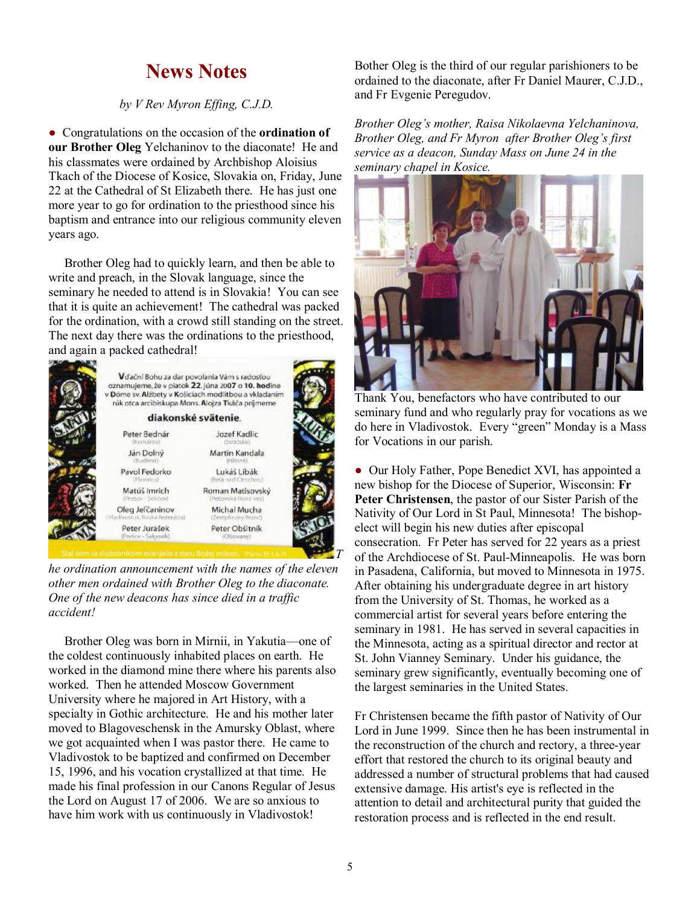# News Notes

*by V Rev Myron Effing, C.J.D.*

● Congratulations on the occasion of the **ordination of our Brother Oleg** Yelchaninov to the diaconate! He and his classmates were ordained by Archbishop Aloisius Tkach of the Diocese of Kosice, Slovakia on, Friday, June 22 at the Cathedral of St Elizabeth there. He has just one more year to go for ordination to the priesthood since his baptism and entrance into our religious community eleven years ago.

Brother Oleg had to quickly learn, and then be able to write and preach, in the Slovak language, since the seminary he needed to attend is in Slovakia! You can see that it is quite an achievement! The cathedral was packed for the ordination, with a crowd still standing on the street. The next day there was the ordinations to the priesthood, and again a packed cathedral!

Vďační Bohu za dar povolania Vám s radosťou oznamujeme, že v piatok **22.** júna 2007 o **10. hodine** v Dóme sv. **Alžbety** v Košiciach modlitbou a vkladaním rúk otca arcibiskupa Mons. **Alojza Tkáča** príjmeme

**diakonské svätenie.**

| | |
|---|---|
| Peter Bednár (Komárov) | Jozef Kadlic (Strážske) |
| Ján Dolný (Budimír) | Martin Kandala (Hlinné) |
| Pavol Fedorko (Plavnica) | Lukáš Libák (Belá nad Cirochou) |
| Matúš Imrich (Prešov - Sekčov) | Roman Matisovský (Pečovská Nová Ves) |
| Oleg Jeľčaninov (Vladivostok, Ruská federácia) | Michal Mucha (Zemplínsky Branč) |
| Peter Jurašek (Prešov - Šalgovík) | Peter Obšítník (Olšovany) |

Stal som sa služobníkom evanjelia z daru Božej milosti. (Porov. Ef 3, 6. 7)

*The ordination announcement with the names of the eleven other men ordained with Brother Oleg to the diaconate. One of the new deacons has since died in a traffic accident!*

Brother Oleg was born in Mirnii, in Yakutia—one of the coldest continuously inhabited places on earth. He worked in the diamond mine there where his parents also worked. Then he attended Moscow Government University where he majored in Art History, with a specialty in Gothic architecture. He and his mother later moved to Blagoveschensk in the Amursky Oblast, where we got acquainted when I was pastor there. He came to Vladivostok to be baptized and confirmed on December 15, 1996, and his vocation crystallized at that time. He made his final profession in our Canons Regular of Jesus the Lord on August 17 of 2006. We are so anxious to have him work with us continuously in Vladivostok!

Bother Oleg is the third of our regular parishioners to be ordained to the diaconate, after Fr Daniel Maurer, C.J.D., and Fr Evgenie Peregudov.

*Brother Oleg's mother, Raisa Nikolaevna Yelchaninova, Brother Oleg, and Fr Myron after Brother Oleg's first service as a deacon, Sunday Mass on June 24 in the seminary chapel in Kosice.*

Thank You, benefactors who have contributed to our seminary fund and who regularly pray for vocations as we do here in Vladivostok. Every "green" Monday is a Mass for Vocations in our parish.

● Our Holy Father, Pope Benedict XVI, has appointed a new bishop for the Diocese of Superior, Wisconsin: **Fr Peter Christensen**, the pastor of our Sister Parish of the Nativity of Our Lord in St Paul, Minnesota! The bishop-elect will begin his new duties after episcopal consecration. Fr Peter has served for 22 years as a priest of the Archdiocese of St. Paul-Minneapolis. He was born in Pasadena, California, but moved to Minnesota in 1975. After obtaining his undergraduate degree in art history from the University of St. Thomas, he worked as a commercial artist for several years before entering the seminary in 1981. He has served in several capacities in the Minnesota, acting as a spiritual director and rector at St. John Vianney Seminary. Under his guidance, the seminary grew significantly, eventually becoming one of the largest seminaries in the United States.

Fr Christensen became the fifth pastor of Nativity of Our Lord in June 1999. Since then he has been instrumental in the reconstruction of the church and rectory, a three-year effort that restored the church to its original beauty and addressed a number of structural problems that had caused extensive damage. His artist's eye is reflected in the attention to detail and architectural purity that guided the restoration process and is reflected in the end result.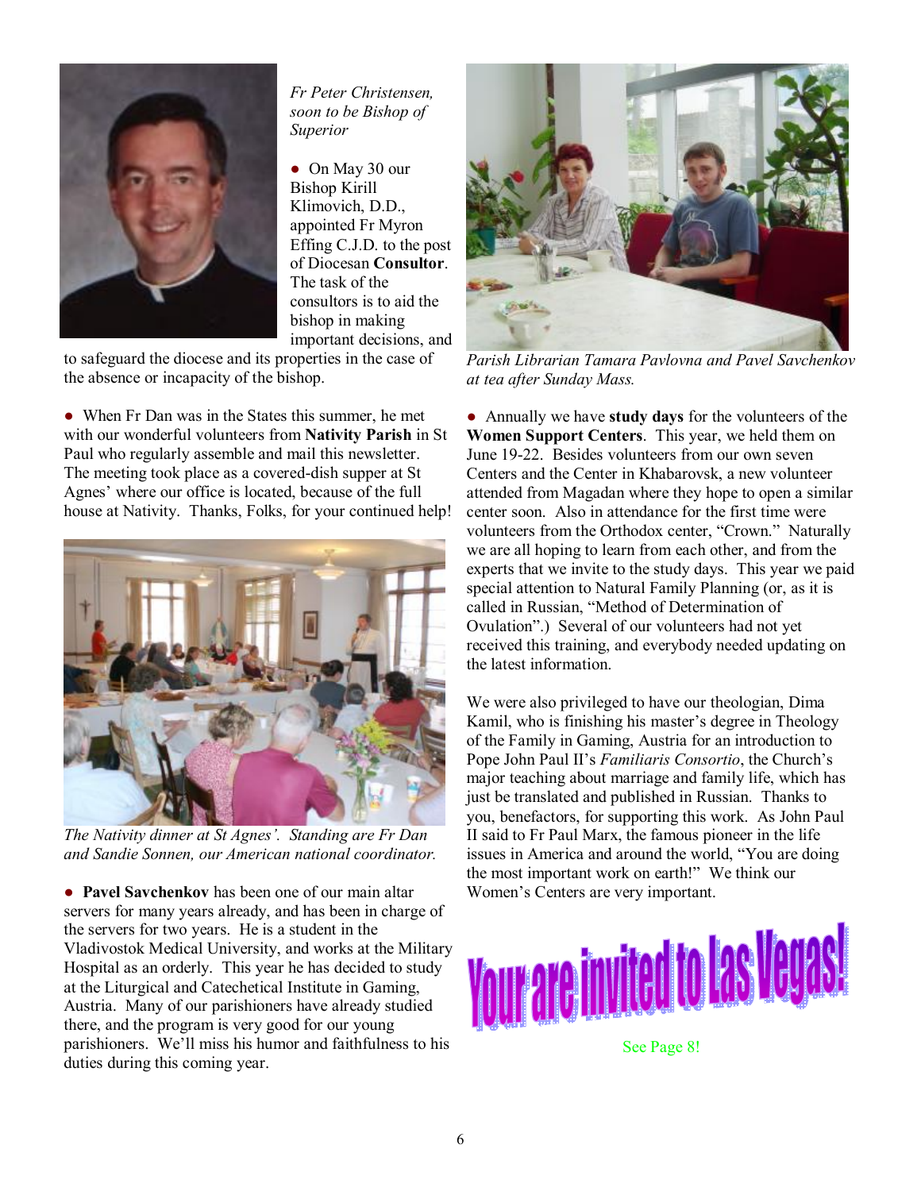*Fr Peter Christensen, soon to be Bishop of Superior*

● On May 30 our Bishop Kirill Klimovich, D.D., appointed Fr Myron Effing C.J.D. to the post of Diocesan **Consultor**. The task of the consultors is to aid the bishop in making important decisions, and to safeguard the diocese and its properties in the case of the absence or incapacity of the bishop.

● When Fr Dan was in the States this summer, he met with our wonderful volunteers from **Nativity Parish** in St Paul who regularly assemble and mail this newsletter. The meeting took place as a covered-dish supper at St Agnes' where our office is located, because of the full house at Nativity. Thanks, Folks, for your continued help!

*The Nativity dinner at St Agnes'. Standing are Fr Dan and Sandie Sonnen, our American national coordinator.*

● **Pavel Savchenkov** has been one of our main altar servers for many years already, and has been in charge of the servers for two years. He is a student in the Vladivostok Medical University, and works at the Military Hospital as an orderly. This year he has decided to study at the Liturgical and Catechetical Institute in Gaming, Austria. Many of our parishioners have already studied there, and the program is very good for our young parishioners. We'll miss his humor and faithfulness to his duties during this coming year.

*Parish Librarian Tamara Pavlovna and Pavel Savchenkov at tea after Sunday Mass.*

● Annually we have **study days** for the volunteers of the **Women Support Centers**. This year, we held them on June 19-22. Besides volunteers from our own seven Centers and the Center in Khabarovsk, a new volunteer attended from Magadan where they hope to open a similar center soon. Also in attendance for the first time were volunteers from the Orthodox center, "Crown." Naturally we are all hoping to learn from each other, and from the experts that we invite to the study days. This year we paid special attention to Natural Family Planning (or, as it is called in Russian, "Method of Determination of Ovulation".) Several of our volunteers had not yet received this training, and everybody needed updating on the latest information.

We were also privileged to have our theologian, Dima Kamil, who is finishing his master's degree in Theology of the Family in Gaming, Austria for an introduction to Pope John Paul II's *Familiaris Consortio*, the Church's major teaching about marriage and family life, which has just be translated and published in Russian. Thanks to you, benefactors, for supporting this work. As John Paul II said to Fr Paul Marx, the famous pioneer in the life issues in America and around the world, "You are doing the most important work on earth!" We think our Women's Centers are very important.

**Your are invited to Las Vegas!**

See Page 8!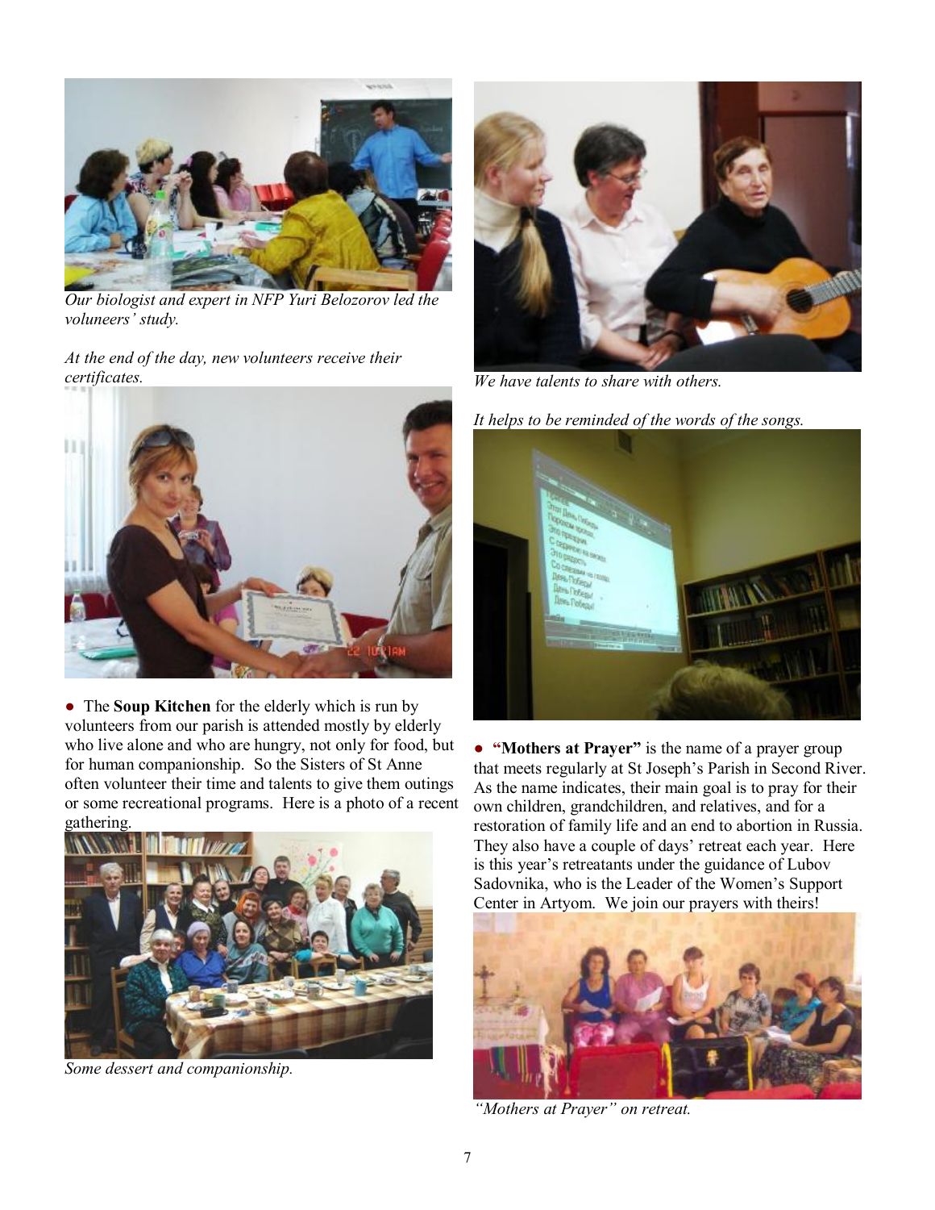*Our biologist and expert in NFP Yuri Belozorov led the voluneers' study.*

*At the end of the day, new volunteers receive their certificates.*

● The **Soup Kitchen** for the elderly which is run by volunteers from our parish is attended mostly by elderly who live alone and who are hungry, not only for food, but for human companionship. So the Sisters of St Anne often volunteer their time and talents to give them outings or some recreational programs. Here is a photo of a recent gathering.

*Some dessert and companionship.*

*We have talents to share with others.*

*It helps to be reminded of the words of the songs.*

● **"Mothers at Prayer"** is the name of a prayer group that meets regularly at St Joseph's Parish in Second River. As the name indicates, their main goal is to pray for their own children, grandchildren, and relatives, and for a restoration of family life and an end to abortion in Russia. They also have a couple of days' retreat each year. Here is this year's retreatants under the guidance of Lubov Sadovnika, who is the Leader of the Women's Support Center in Artyom. We join our prayers with theirs!

*"Mothers at Prayer" on retreat.*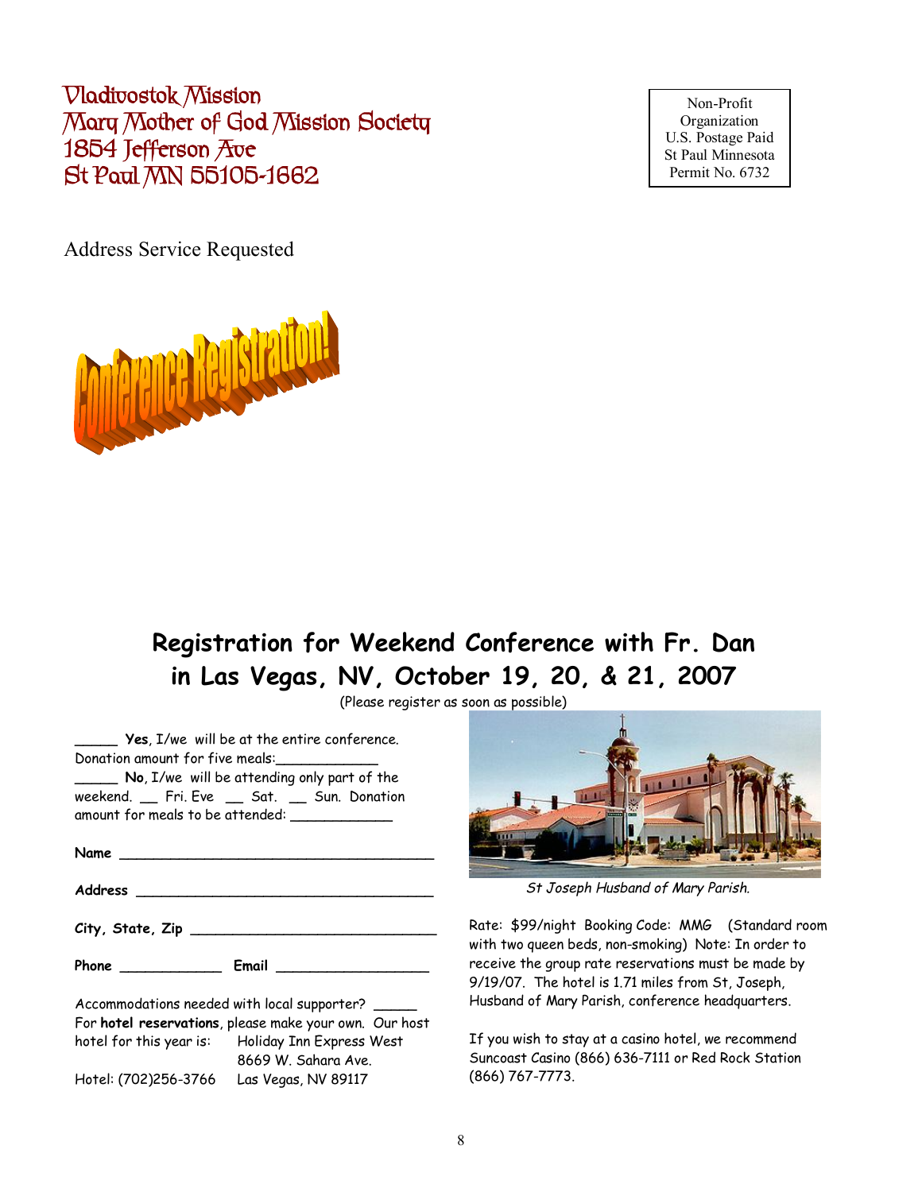Vladivostok Mission
Mary Mother of God Mission Society
1854 Jefferson Ave
St Paul MN 55105-1662

Non-Profit Organization
U.S. Postage Paid
St Paul Minnesota
Permit No. 6732

Address Service Requested

Conference Registration!

## Registration for Weekend Conference with Fr. Dan in Las Vegas, NV, October 19, 20, & 21, 2007

(Please register as soon as possible)

_____ **Yes**, I/we will be at the entire conference. Donation amount for five meals:____________

_____ **No**, I/we will be attending only part of the weekend. __ Fri. Eve __ Sat. __ Sun. Donation amount for meals to be attended: ____________

**Name** ______________________________________

**Address** ____________________________________

**City, State, Zip** _____________________________

**Phone** ____________ **Email** __________________

Accommodations needed with local supporter? _____

For **hotel reservations**, please make your own. Our host hotel for this year is: Holiday Inn Express West, 8669 W. Sahara Ave., Las Vegas, NV 89117

Hotel: (702)256-3766

*St Joseph Husband of Mary Parish.*

Rate: $99/night Booking Code: MMG (Standard room with two queen beds, non-smoking) Note: In order to receive the group rate reservations must be made by 9/19/07. The hotel is 1.71 miles from St, Joseph, Husband of Mary Parish, conference headquarters.

If you wish to stay at a casino hotel, we recommend Suncoast Casino (866) 636-7111 or Red Rock Station (866) 767-7773.